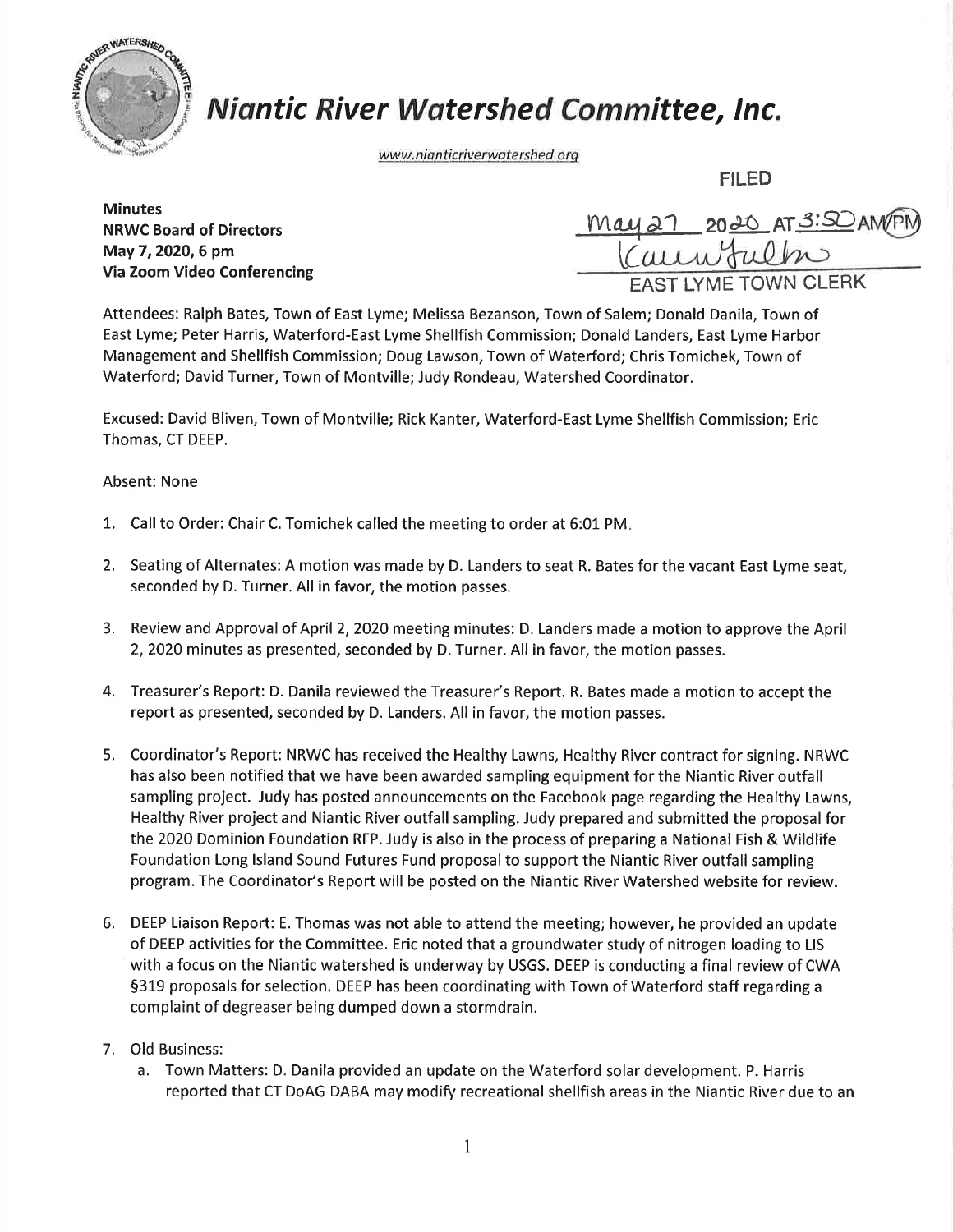# Niantic River Watershed Committee, Inc.

www.nianticriverwatershed.org

FILED

May 27 2020 AT 3:50 AM/PM

EAST LYME TOWN CLERK

**Minutes**
**NRWC Board of Directors**
**May 7, 2020, 6 pm**
**Via Zoom Video Conferencing**

Attendees: Ralph Bates, Town of East Lyme; Melissa Bezanson, Town of Salem; Donald Danila, Town of East Lyme; Peter Harris, Waterford-East Lyme Shellfish Commission; Donald Landers, East Lyme Harbor Management and Shellfish Commission; Doug Lawson, Town of Waterford; Chris Tomichek, Town of Waterford; David Turner, Town of Montville; Judy Rondeau, Watershed Coordinator.

Excused: David Bliven, Town of Montville; Rick Kanter, Waterford-East Lyme Shellfish Commission; Eric Thomas, CT DEEP.

Absent: None

1. Call to Order: Chair C. Tomichek called the meeting to order at 6:01 PM.

2. Seating of Alternates: A motion was made by D. Landers to seat R. Bates for the vacant East Lyme seat, seconded by D. Turner. All in favor, the motion passes.

3. Review and Approval of April 2, 2020 meeting minutes: D. Landers made a motion to approve the April 2, 2020 minutes as presented, seconded by D. Turner. All in favor, the motion passes.

4. Treasurer's Report: D. Danila reviewed the Treasurer's Report. R. Bates made a motion to accept the report as presented, seconded by D. Landers. All in favor, the motion passes.

5. Coordinator's Report: NRWC has received the Healthy Lawns, Healthy River contract for signing. NRWC has also been notified that we have been awarded sampling equipment for the Niantic River outfall sampling project. Judy has posted announcements on the Facebook page regarding the Healthy Lawns, Healthy River project and Niantic River outfall sampling. Judy prepared and submitted the proposal for the 2020 Dominion Foundation RFP. Judy is also in the process of preparing a National Fish & Wildlife Foundation Long Island Sound Futures Fund proposal to support the Niantic River outfall sampling program. The Coordinator's Report will be posted on the Niantic River Watershed website for review.

6. DEEP Liaison Report: E. Thomas was not able to attend the meeting; however, he provided an update of DEEP activities for the Committee. Eric noted that a groundwater study of nitrogen loading to LIS with a focus on the Niantic watershed is underway by USGS. DEEP is conducting a final review of CWA §319 proposals for selection. DEEP has been coordinating with Town of Waterford staff regarding a complaint of degreaser being dumped down a stormdrain.

7. Old Business:
   a. Town Matters: D. Danila provided an update on the Waterford solar development. P. Harris reported that CT DoAG DABA may modify recreational shellfish areas in the Niantic River due to an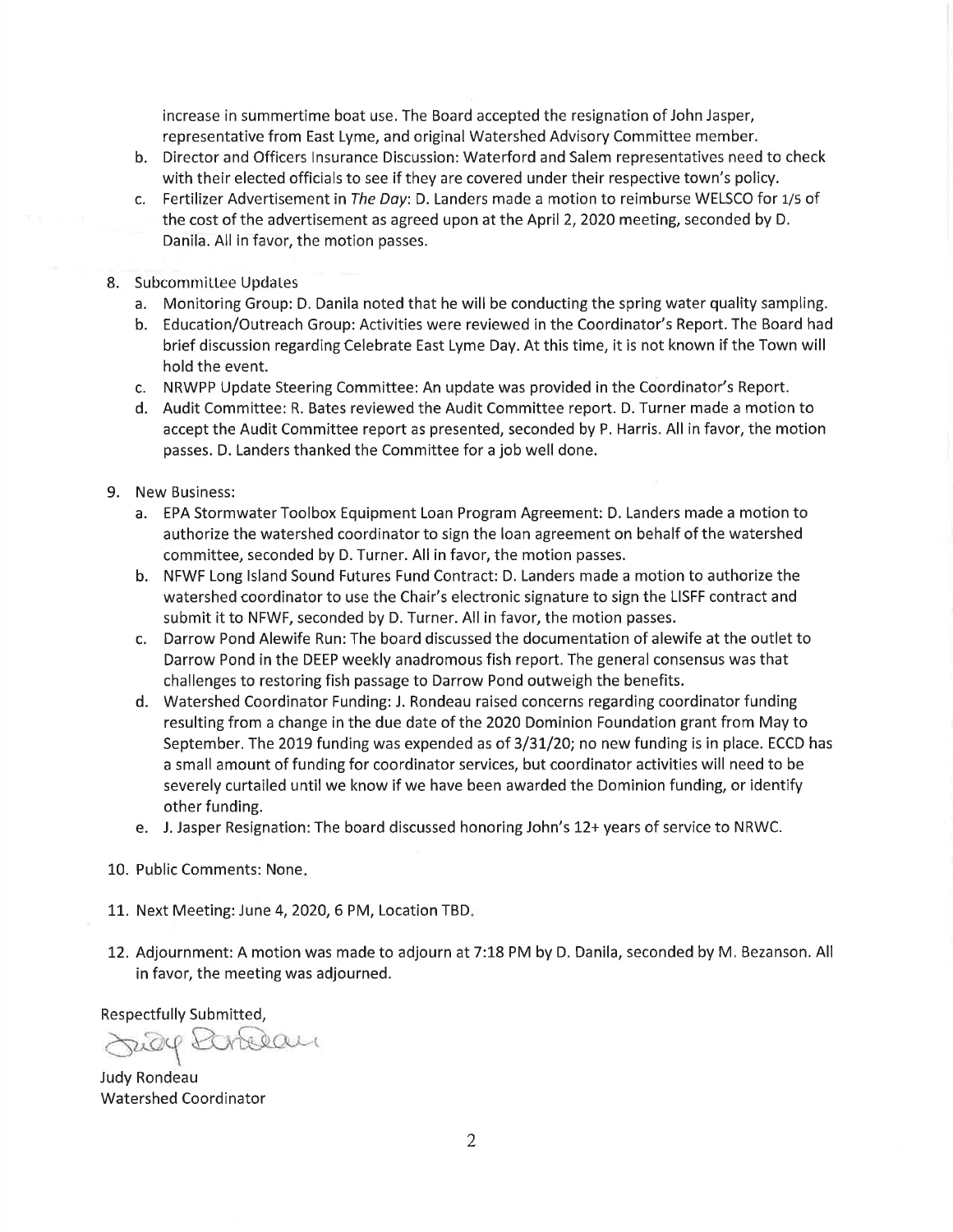increase in summertime boat use. The Board accepted the resignation of John Jasper, representative from East Lyme, and original Watershed Advisory Committee member.

   b. Director and Officers Insurance Discussion: Waterford and Salem representatives need to check with their elected officials to see if they are covered under their respective town's policy.

   c. Fertilizer Advertisement in *The Day*: D. Landers made a motion to reimburse WELSCO for 1/5 of the cost of the advertisement as agreed upon at the April 2, 2020 meeting, seconded by D. Danila. All in favor, the motion passes.

8. Subcommittee Updates
   a. Monitoring Group: D. Danila noted that he will be conducting the spring water quality sampling.
   b. Education/Outreach Group: Activities were reviewed in the Coordinator's Report. The Board had brief discussion regarding Celebrate East Lyme Day. At this time, it is not known if the Town will hold the event.
   c. NRWPP Update Steering Committee: An update was provided in the Coordinator's Report.
   d. Audit Committee: R. Bates reviewed the Audit Committee report. D. Turner made a motion to accept the Audit Committee report as presented, seconded by P. Harris. All in favor, the motion passes. D. Landers thanked the Committee for a job well done.

9. New Business:
   a. EPA Stormwater Toolbox Equipment Loan Program Agreement: D. Landers made a motion to authorize the watershed coordinator to sign the loan agreement on behalf of the watershed committee, seconded by D. Turner. All in favor, the motion passes.
   b. NFWF Long Island Sound Futures Fund Contract: D. Landers made a motion to authorize the watershed coordinator to use the Chair's electronic signature to sign the LISFF contract and submit it to NFWF, seconded by D. Turner. All in favor, the motion passes.
   c. Darrow Pond Alewife Run: The board discussed the documentation of alewife at the outlet to Darrow Pond in the DEEP weekly anadromous fish report. The general consensus was that challenges to restoring fish passage to Darrow Pond outweigh the benefits.
   d. Watershed Coordinator Funding: J. Rondeau raised concerns regarding coordinator funding resulting from a change in the due date of the 2020 Dominion Foundation grant from May to September. The 2019 funding was expended as of 3/31/20; no new funding is in place. ECCD has a small amount of funding for coordinator services, but coordinator activities will need to be severely curtailed until we know if we have been awarded the Dominion funding, or identify other funding.
   e. J. Jasper Resignation: The board discussed honoring John's 12+ years of service to NRWC.

10. Public Comments: None.

11. Next Meeting: June 4, 2020, 6 PM, Location TBD.

12. Adjournment: A motion was made to adjourn at 7:18 PM by D. Danila, seconded by M. Bezanson. All in favor, the meeting was adjourned.

Respectfully Submitted,

Judy Rondeau
Watershed Coordinator